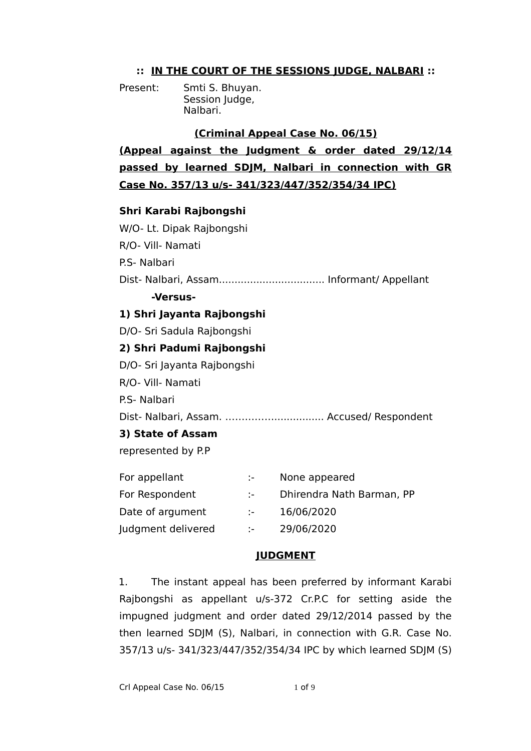**:: IN THE COURT OF THE SESSIONS JUDGE, NALBARI ::**

Present: Smti S. Bhuyan.
Session Judge,
Nalbari.

**(Criminal Appeal Case No. 06/15)**

**(Appeal against the Judgment & order dated 29/12/14 passed by learned SDJM, Nalbari in connection with GR Case No. 357/13 u/s- 341/323/447/352/354/34 IPC)**

**Shri Karabi Rajbongshi**

W/O- Lt. Dipak Rajbongshi

R/O- Vill- Namati

P.S- Nalbari

Dist- Nalbari, Assam.................................. Informant/ Appellant

**-Versus-**

**1) Shri Jayanta Rajbongshi**

D/O- Sri Sadula Rajbongshi

**2) Shri Padumi Rajbongshi**

D/O- Sri Jayanta Rajbongshi

R/O- Vill- Namati

P.S- Nalbari

Dist- Nalbari, Assam. ............................... Accused/ Respondent

**3) State of Assam**

represented by P.P

| | | |
|---|---|---|
| For appellant | :- | None appeared |
| For Respondent | :- | Dhirendra Nath Barman, PP |
| Date of argument | :- | 16/06/2020 |
| Judgment delivered | :- | 29/06/2020 |

**JUDGMENT**

1. The instant appeal has been preferred by informant Karabi Rajbongshi as appellant u/s-372 Cr.P.C for setting aside the impugned judgment and order dated 29/12/2014 passed by the then learned SDJM (S), Nalbari, in connection with G.R. Case No. 357/13 u/s- 341/323/447/352/354/34 IPC by which learned SDJM (S)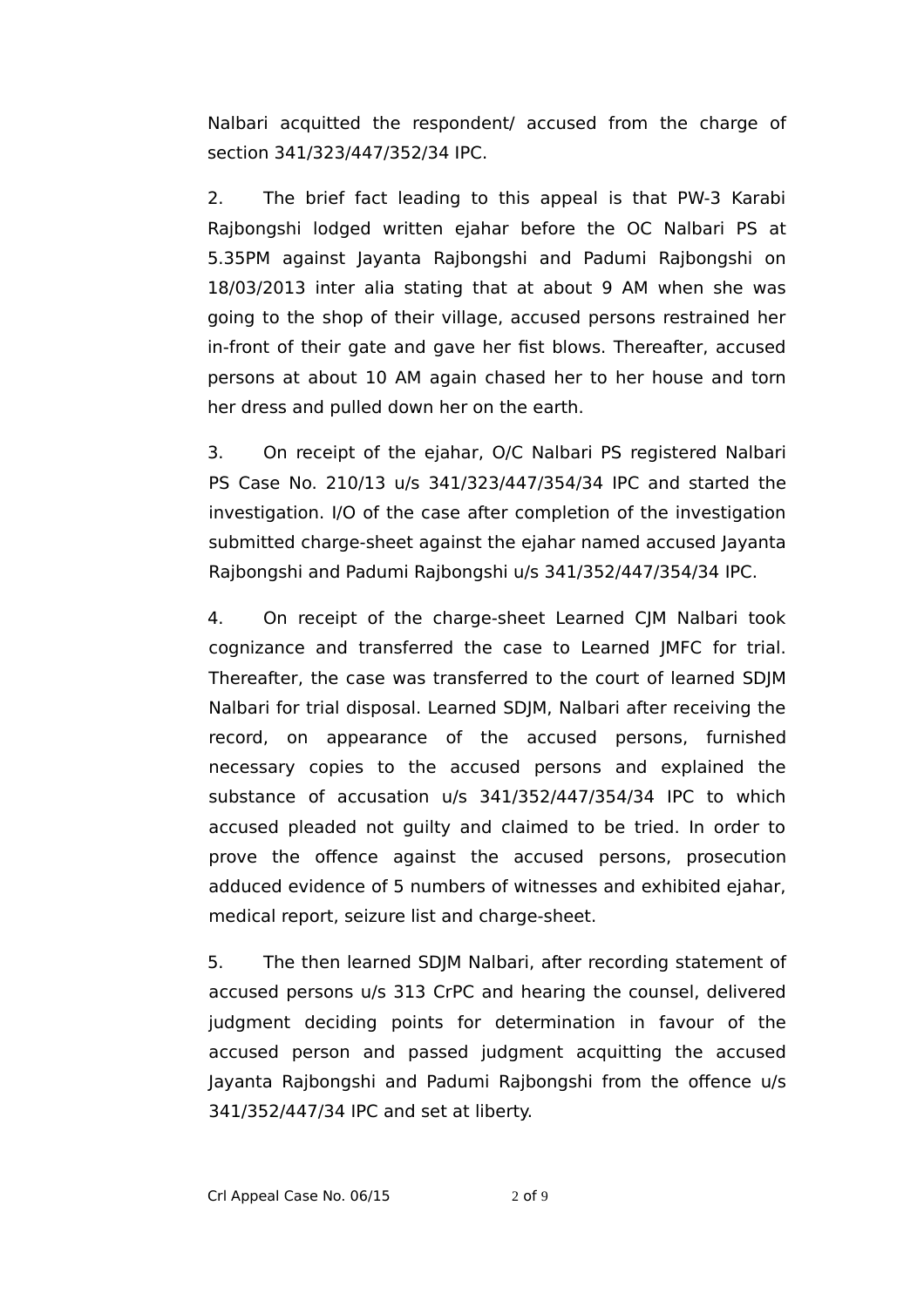Nalbari acquitted the respondent/ accused from the charge of section 341/323/447/352/34 IPC.

2. The brief fact leading to this appeal is that PW-3 Karabi Rajbongshi lodged written ejahar before the OC Nalbari PS at 5.35PM against Jayanta Rajbongshi and Padumi Rajbongshi on 18/03/2013 inter alia stating that at about 9 AM when she was going to the shop of their village, accused persons restrained her in-front of their gate and gave her fist blows. Thereafter, accused persons at about 10 AM again chased her to her house and torn her dress and pulled down her on the earth.

3. On receipt of the ejahar, O/C Nalbari PS registered Nalbari PS Case No. 210/13 u/s 341/323/447/354/34 IPC and started the investigation. I/O of the case after completion of the investigation submitted charge-sheet against the ejahar named accused Jayanta Rajbongshi and Padumi Rajbongshi u/s 341/352/447/354/34 IPC.

4. On receipt of the charge-sheet Learned CJM Nalbari took cognizance and transferred the case to Learned JMFC for trial. Thereafter, the case was transferred to the court of learned SDJM Nalbari for trial disposal. Learned SDJM, Nalbari after receiving the record, on appearance of the accused persons, furnished necessary copies to the accused persons and explained the substance of accusation u/s 341/352/447/354/34 IPC to which accused pleaded not guilty and claimed to be tried. In order to prove the offence against the accused persons, prosecution adduced evidence of 5 numbers of witnesses and exhibited ejahar, medical report, seizure list and charge-sheet.

5. The then learned SDJM Nalbari, after recording statement of accused persons u/s 313 CrPC and hearing the counsel, delivered judgment deciding points for determination in favour of the accused person and passed judgment acquitting the accused Jayanta Rajbongshi and Padumi Rajbongshi from the offence u/s 341/352/447/34 IPC and set at liberty.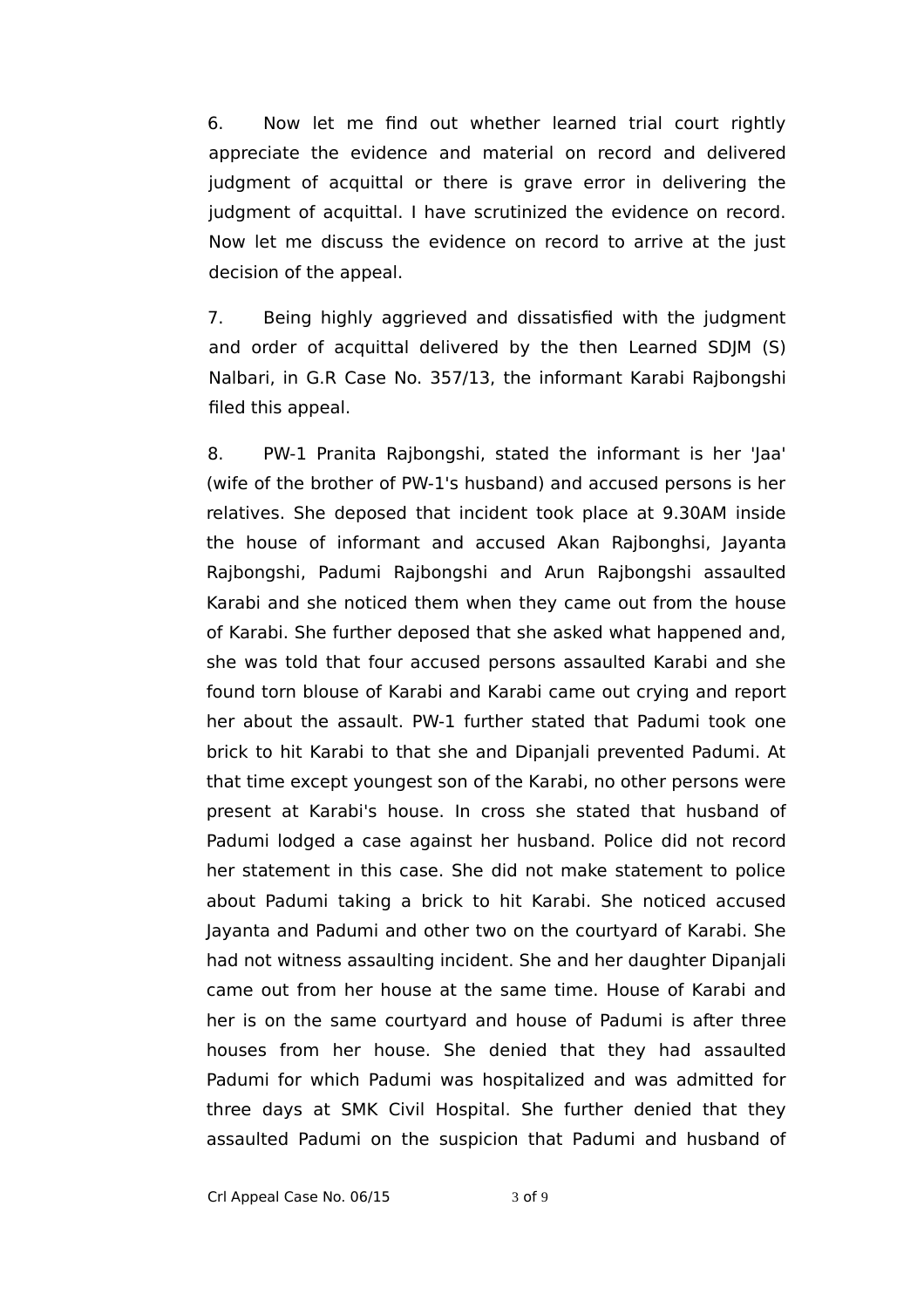6. Now let me find out whether learned trial court rightly appreciate the evidence and material on record and delivered judgment of acquittal or there is grave error in delivering the judgment of acquittal. I have scrutinized the evidence on record. Now let me discuss the evidence on record to arrive at the just decision of the appeal.

7. Being highly aggrieved and dissatisfied with the judgment and order of acquittal delivered by the then Learned SDJM (S) Nalbari, in G.R Case No. 357/13, the informant Karabi Rajbongshi filed this appeal.

8. PW-1 Pranita Rajbongshi, stated the informant is her 'Jaa' (wife of the brother of PW-1's husband) and accused persons is her relatives. She deposed that incident took place at 9.30AM inside the house of informant and accused Akan Rajbonghsi, Jayanta Rajbongshi, Padumi Rajbongshi and Arun Rajbongshi assaulted Karabi and she noticed them when they came out from the house of Karabi. She further deposed that she asked what happened and, she was told that four accused persons assaulted Karabi and she found torn blouse of Karabi and Karabi came out crying and report her about the assault. PW-1 further stated that Padumi took one brick to hit Karabi to that she and Dipanjali prevented Padumi. At that time except youngest son of the Karabi, no other persons were present at Karabi's house. In cross she stated that husband of Padumi lodged a case against her husband. Police did not record her statement in this case. She did not make statement to police about Padumi taking a brick to hit Karabi. She noticed accused Jayanta and Padumi and other two on the courtyard of Karabi. She had not witness assaulting incident. She and her daughter Dipanjali came out from her house at the same time. House of Karabi and her is on the same courtyard and house of Padumi is after three houses from her house. She denied that they had assaulted Padumi for which Padumi was hospitalized and was admitted for three days at SMK Civil Hospital. She further denied that they assaulted Padumi on the suspicion that Padumi and husband of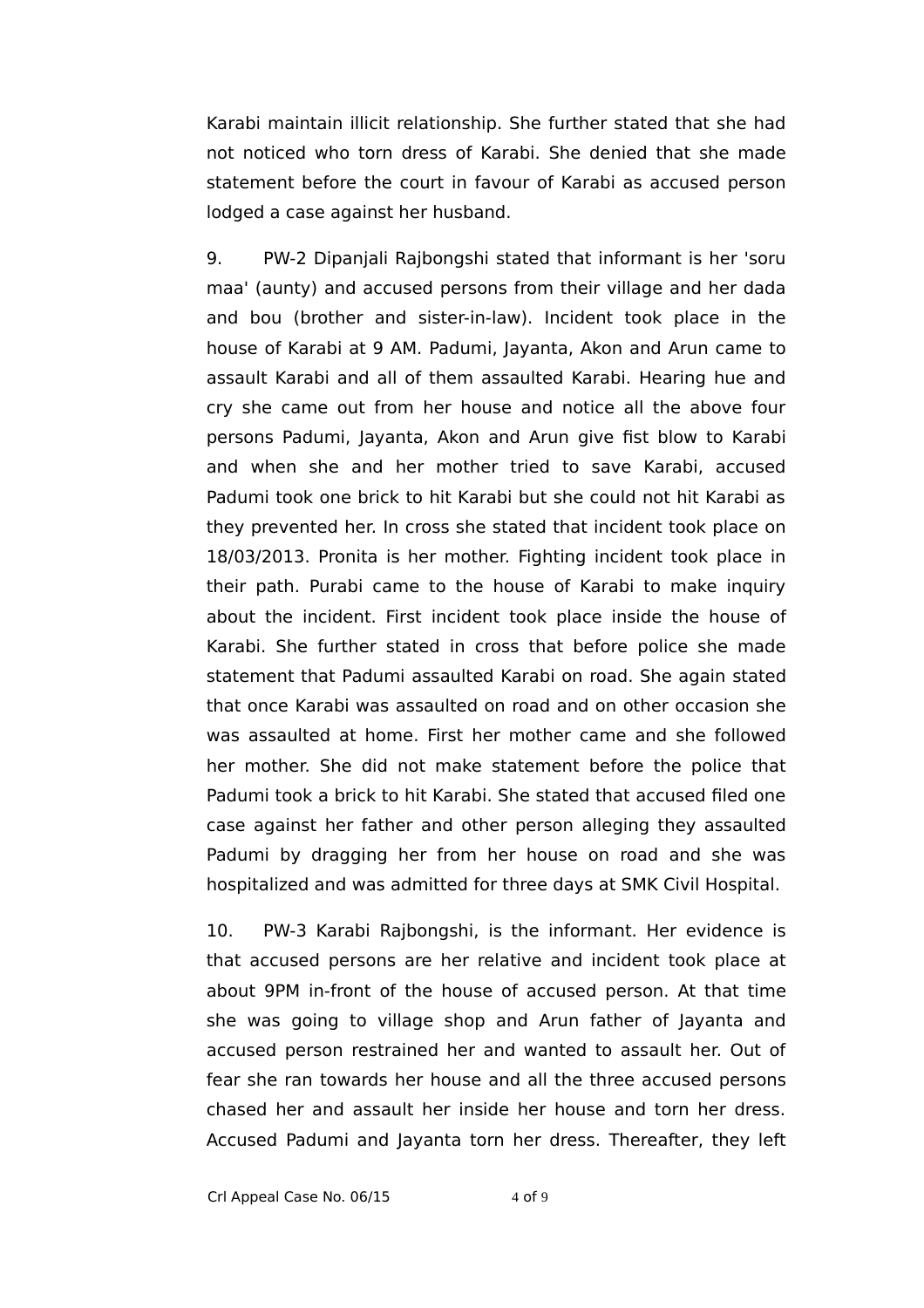Karabi maintain illicit relationship. She further stated that she had not noticed who torn dress of Karabi. She denied that she made statement before the court in favour of Karabi as accused person lodged a case against her husband.

9. PW-2 Dipanjali Rajbongshi stated that informant is her 'soru maa' (aunty) and accused persons from their village and her dada and bou (brother and sister-in-law). Incident took place in the house of Karabi at 9 AM. Padumi, Jayanta, Akon and Arun came to assault Karabi and all of them assaulted Karabi. Hearing hue and cry she came out from her house and notice all the above four persons Padumi, Jayanta, Akon and Arun give fist blow to Karabi and when she and her mother tried to save Karabi, accused Padumi took one brick to hit Karabi but she could not hit Karabi as they prevented her. In cross she stated that incident took place on 18/03/2013. Pronita is her mother. Fighting incident took place in their path. Purabi came to the house of Karabi to make inquiry about the incident. First incident took place inside the house of Karabi. She further stated in cross that before police she made statement that Padumi assaulted Karabi on road. She again stated that once Karabi was assaulted on road and on other occasion she was assaulted at home. First her mother came and she followed her mother. She did not make statement before the police that Padumi took a brick to hit Karabi. She stated that accused filed one case against her father and other person alleging they assaulted Padumi by dragging her from her house on road and she was hospitalized and was admitted for three days at SMK Civil Hospital.

10. PW-3 Karabi Rajbongshi, is the informant. Her evidence is that accused persons are her relative and incident took place at about 9PM in-front of the house of accused person. At that time she was going to village shop and Arun father of Jayanta and accused person restrained her and wanted to assault her. Out of fear she ran towards her house and all the three accused persons chased her and assault her inside her house and torn her dress. Accused Padumi and Jayanta torn her dress. Thereafter, they left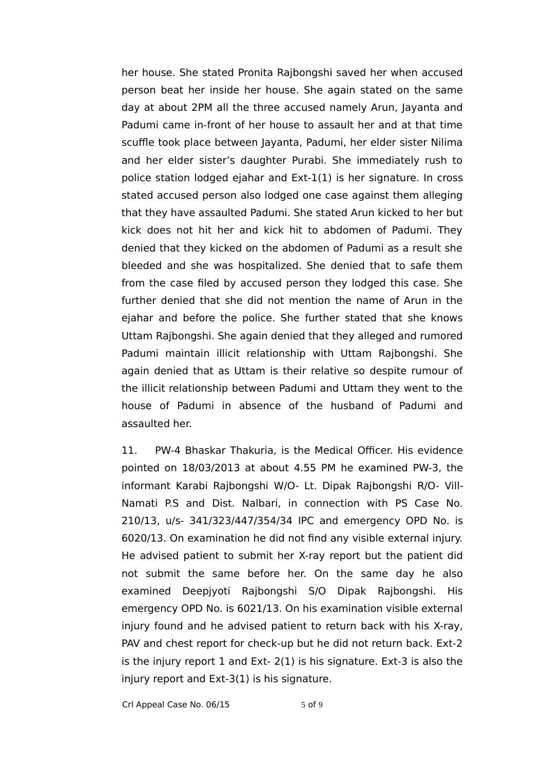her house. She stated Pronita Rajbongshi saved her when accused person beat her inside her house. She again stated on the same day at about 2PM all the three accused namely Arun, Jayanta and Padumi came in-front of her house to assault her and at that time scuffle took place between Jayanta, Padumi, her elder sister Nilima and her elder sister's daughter Purabi. She immediately rush to police station lodged ejahar and Ext-1(1) is her signature. In cross stated accused person also lodged one case against them alleging that they have assaulted Padumi. She stated Arun kicked to her but kick does not hit her and kick hit to abdomen of Padumi. They denied that they kicked on the abdomen of Padumi as a result she bleeded and she was hospitalized. She denied that to safe them from the case filed by accused person they lodged this case. She further denied that she did not mention the name of Arun in the ejahar and before the police. She further stated that she knows Uttam Rajbongshi. She again denied that they alleged and rumored Padumi maintain illicit relationship with Uttam Rajbongshi. She again denied that as Uttam is their relative so despite rumour of the illicit relationship between Padumi and Uttam they went to the house of Padumi in absence of the husband of Padumi and assaulted her.

11. PW-4 Bhaskar Thakuria, is the Medical Officer. His evidence pointed on 18/03/2013 at about 4.55 PM he examined PW-3, the informant Karabi Rajbongshi W/O- Lt. Dipak Rajbongshi R/O- Vill- Namati P.S and Dist. Nalbari, in connection with PS Case No. 210/13, u/s- 341/323/447/354/34 IPC and emergency OPD No. is 6020/13. On examination he did not find any visible external injury. He advised patient to submit her X-ray report but the patient did not submit the same before her. On the same day he also examined Deepjyoti Rajbongshi S/O Dipak Rajbongshi. His emergency OPD No. is 6021/13. On his examination visible external injury found and he advised patient to return back with his X-ray, PAV and chest report for check-up but he did not return back. Ext-2 is the injury report 1 and Ext- 2(1) is his signature. Ext-3 is also the injury report and Ext-3(1) is his signature.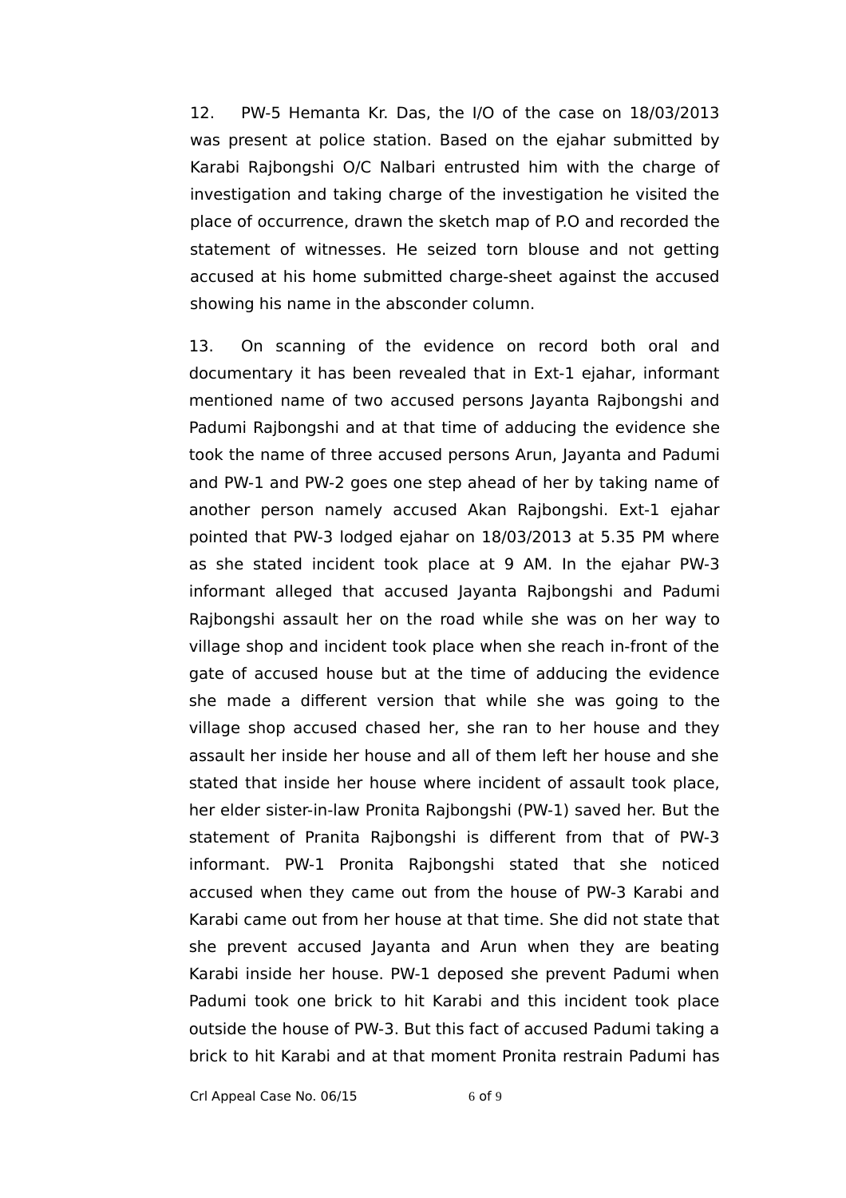12. PW-5 Hemanta Kr. Das, the I/O of the case on 18/03/2013 was present at police station. Based on the ejahar submitted by Karabi Rajbongshi O/C Nalbari entrusted him with the charge of investigation and taking charge of the investigation he visited the place of occurrence, drawn the sketch map of P.O and recorded the statement of witnesses. He seized torn blouse and not getting accused at his home submitted charge-sheet against the accused showing his name in the absconder column.

13. On scanning of the evidence on record both oral and documentary it has been revealed that in Ext-1 ejahar, informant mentioned name of two accused persons Jayanta Rajbongshi and Padumi Rajbongshi and at that time of adducing the evidence she took the name of three accused persons Arun, Jayanta and Padumi and PW-1 and PW-2 goes one step ahead of her by taking name of another person namely accused Akan Rajbongshi. Ext-1 ejahar pointed that PW-3 lodged ejahar on 18/03/2013 at 5.35 PM where as she stated incident took place at 9 AM. In the ejahar PW-3 informant alleged that accused Jayanta Rajbongshi and Padumi Rajbongshi assault her on the road while she was on her way to village shop and incident took place when she reach in-front of the gate of accused house but at the time of adducing the evidence she made a different version that while she was going to the village shop accused chased her, she ran to her house and they assault her inside her house and all of them left her house and she stated that inside her house where incident of assault took place, her elder sister-in-law Pronita Rajbongshi (PW-1) saved her. But the statement of Pranita Rajbongshi is different from that of PW-3 informant. PW-1 Pronita Rajbongshi stated that she noticed accused when they came out from the house of PW-3 Karabi and Karabi came out from her house at that time. She did not state that she prevent accused Jayanta and Arun when they are beating Karabi inside her house. PW-1 deposed she prevent Padumi when Padumi took one brick to hit Karabi and this incident took place outside the house of PW-3. But this fact of accused Padumi taking a brick to hit Karabi and at that moment Pronita restrain Padumi has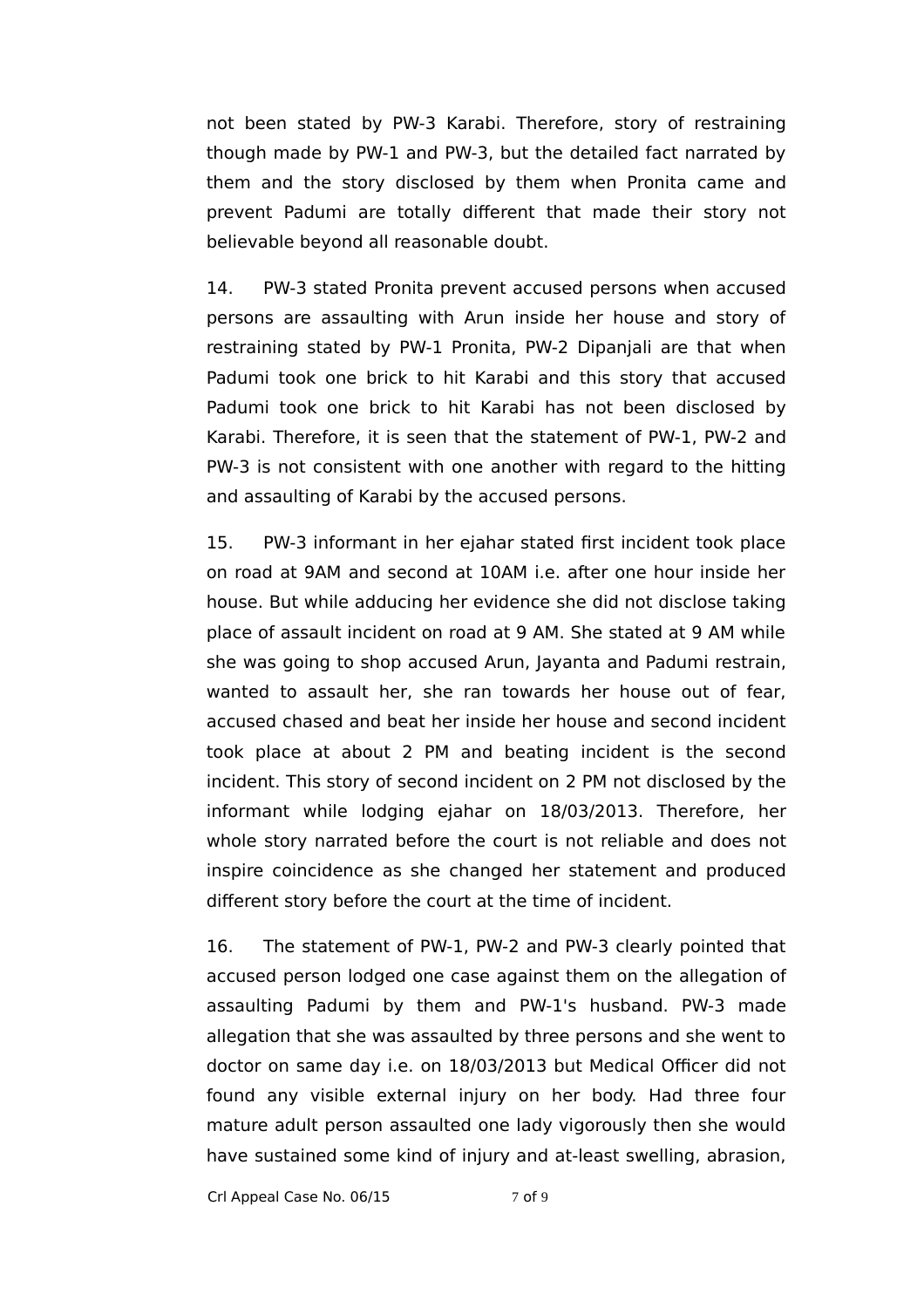not been stated by PW-3 Karabi. Therefore, story of restraining though made by PW-1 and PW-3, but the detailed fact narrated by them and the story disclosed by them when Pronita came and prevent Padumi are totally different that made their story not believable beyond all reasonable doubt.

14. PW-3 stated Pronita prevent accused persons when accused persons are assaulting with Arun inside her house and story of restraining stated by PW-1 Pronita, PW-2 Dipanjali are that when Padumi took one brick to hit Karabi and this story that accused Padumi took one brick to hit Karabi has not been disclosed by Karabi. Therefore, it is seen that the statement of PW-1, PW-2 and PW-3 is not consistent with one another with regard to the hitting and assaulting of Karabi by the accused persons.

15. PW-3 informant in her ejahar stated first incident took place on road at 9AM and second at 10AM i.e. after one hour inside her house. But while adducing her evidence she did not disclose taking place of assault incident on road at 9 AM. She stated at 9 AM while she was going to shop accused Arun, Jayanta and Padumi restrain, wanted to assault her, she ran towards her house out of fear, accused chased and beat her inside her house and second incident took place at about 2 PM and beating incident is the second incident. This story of second incident on 2 PM not disclosed by the informant while lodging ejahar on 18/03/2013. Therefore, her whole story narrated before the court is not reliable and does not inspire coincidence as she changed her statement and produced different story before the court at the time of incident.

16. The statement of PW-1, PW-2 and PW-3 clearly pointed that accused person lodged one case against them on the allegation of assaulting Padumi by them and PW-1's husband. PW-3 made allegation that she was assaulted by three persons and she went to doctor on same day i.e. on 18/03/2013 but Medical Officer did not found any visible external injury on her body. Had three four mature adult person assaulted one lady vigorously then she would have sustained some kind of injury and at-least swelling, abrasion,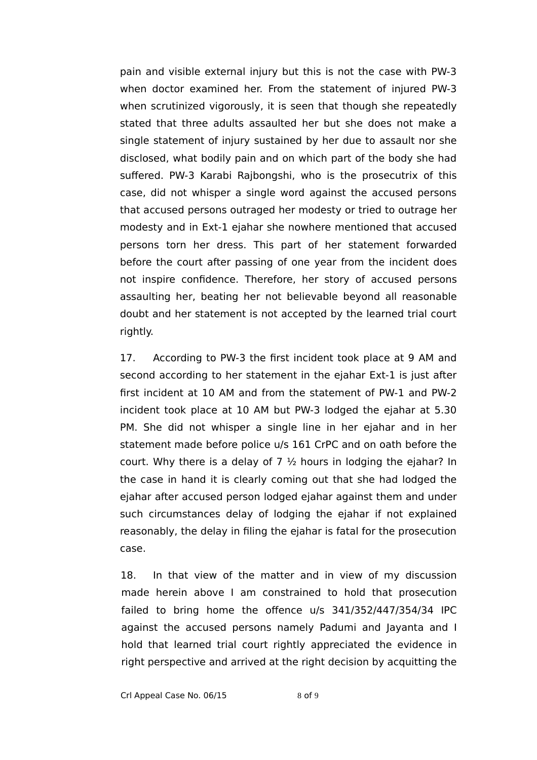pain and visible external injury but this is not the case with PW-3 when doctor examined her. From the statement of injured PW-3 when scrutinized vigorously, it is seen that though she repeatedly stated that three adults assaulted her but she does not make a single statement of injury sustained by her due to assault nor she disclosed, what bodily pain and on which part of the body she had suffered. PW-3 Karabi Rajbongshi, who is the prosecutrix of this case, did not whisper a single word against the accused persons that accused persons outraged her modesty or tried to outrage her modesty and in Ext-1 ejahar she nowhere mentioned that accused persons torn her dress. This part of her statement forwarded before the court after passing of one year from the incident does not inspire confidence. Therefore, her story of accused persons assaulting her, beating her not believable beyond all reasonable doubt and her statement is not accepted by the learned trial court rightly.

17. According to PW-3 the first incident took place at 9 AM and second according to her statement in the ejahar Ext-1 is just after first incident at 10 AM and from the statement of PW-1 and PW-2 incident took place at 10 AM but PW-3 lodged the ejahar at 5.30 PM. She did not whisper a single line in her ejahar and in her statement made before police u/s 161 CrPC and on oath before the court. Why there is a delay of 7 ½ hours in lodging the ejahar? In the case in hand it is clearly coming out that she had lodged the ejahar after accused person lodged ejahar against them and under such circumstances delay of lodging the ejahar if not explained reasonably, the delay in filing the ejahar is fatal for the prosecution case.

18. In that view of the matter and in view of my discussion made herein above I am constrained to hold that prosecution failed to bring home the offence u/s 341/352/447/354/34 IPC against the accused persons namely Padumi and Jayanta and I hold that learned trial court rightly appreciated the evidence in right perspective and arrived at the right decision by acquitting the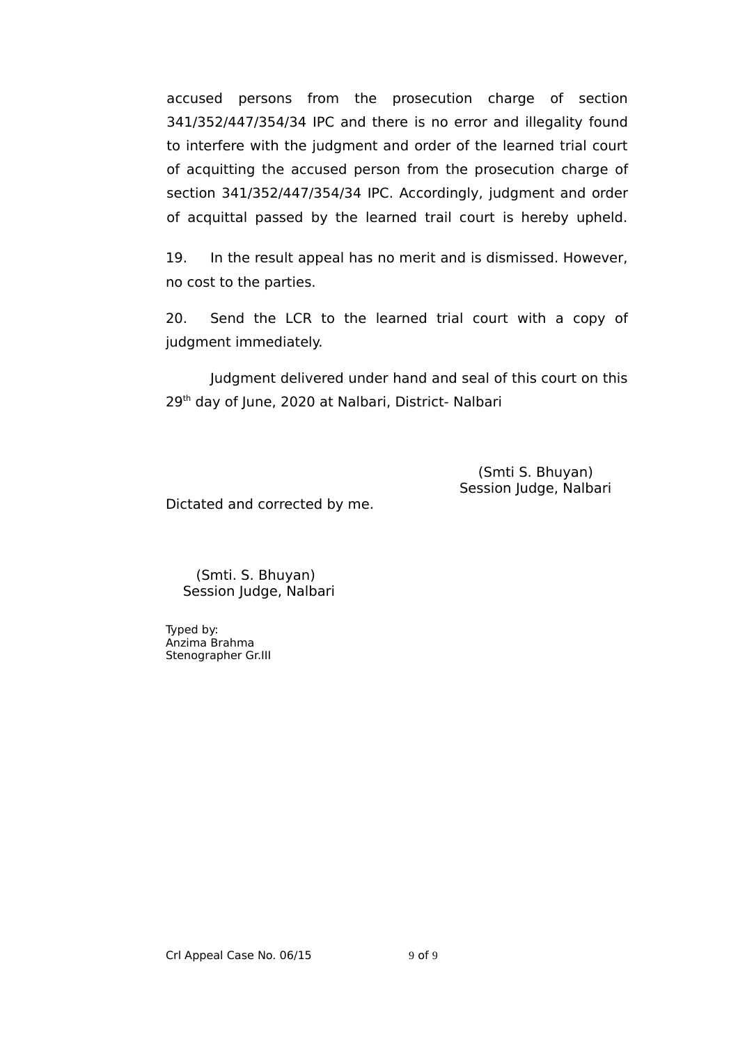accused persons from the prosecution charge of section 341/352/447/354/34 IPC and there is no error and illegality found to interfere with the judgment and order of the learned trial court of acquitting the accused person from the prosecution charge of section 341/352/447/354/34 IPC. Accordingly, judgment and order of acquittal passed by the learned trail court is hereby upheld.

19. In the result appeal has no merit and is dismissed. However, no cost to the parties.

20. Send the LCR to the learned trial court with a copy of judgment immediately.

Judgment delivered under hand and seal of this court on this 29th day of June, 2020 at Nalbari, District- Nalbari

(Smti S. Bhuyan)
Session Judge, Nalbari

Dictated and corrected by me.

(Smti. S. Bhuyan)
Session Judge, Nalbari

Typed by:
Anzima Brahma
Stenographer Gr.III